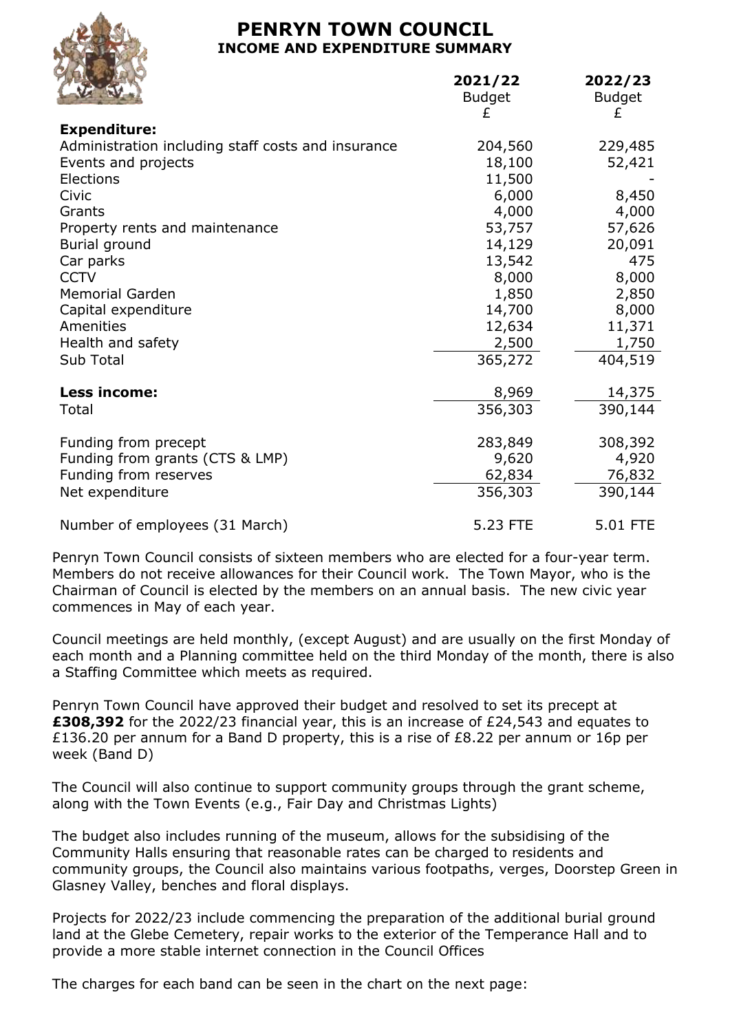# PENRYN TOWN COUNCIL

## INCOME AND EXPENDITURE SUMMARY

| | 2021/22 Budget £ | 2022/23 Budget £ |
|---|---|---|
| **Expenditure:** | | |
| Administration including staff costs and insurance | 204,560 | 229,485 |
| Events and projects | 18,100 | 52,421 |
| Elections | 11,500 | - |
| Civic | 6,000 | 8,450 |
| Grants | 4,000 | 4,000 |
| Property rents and maintenance | 53,757 | 57,626 |
| Burial ground | 14,129 | 20,091 |
| Car parks | 13,542 | 475 |
| CCTV | 8,000 | 8,000 |
| Memorial Garden | 1,850 | 2,850 |
| Capital expenditure | 14,700 | 8,000 |
| Amenities | 12,634 | 11,371 |
| Health and safety | 2,500 | 1,750 |
| Sub Total | 365,272 | 404,519 |
| **Less income:** | 8,969 | 14,375 |
| Total | 356,303 | 390,144 |
| Funding from precept | 283,849 | 308,392 |
| Funding from grants (CTS & LMP) | 9,620 | 4,920 |
| Funding from reserves | 62,834 | 76,832 |
| Net expenditure | 356,303 | 390,144 |
| Number of employees (31 March) | 5.23 FTE | 5.01 FTE |

Penryn Town Council consists of sixteen members who are elected for a four-year term. Members do not receive allowances for their Council work. The Town Mayor, who is the Chairman of Council is elected by the members on an annual basis. The new civic year commences in May of each year.

Council meetings are held monthly, (except August) and are usually on the first Monday of each month and a Planning committee held on the third Monday of the month, there is also a Staffing Committee which meets as required.

Penryn Town Council have approved their budget and resolved to set its precept at **£308,392** for the 2022/23 financial year, this is an increase of £24,543 and equates to £136.20 per annum for a Band D property, this is a rise of £8.22 per annum or 16p per week (Band D)

The Council will also continue to support community groups through the grant scheme, along with the Town Events (e.g., Fair Day and Christmas Lights)

The budget also includes running of the museum, allows for the subsidising of the Community Halls ensuring that reasonable rates can be charged to residents and community groups, the Council also maintains various footpaths, verges, Doorstep Green in Glasney Valley, benches and floral displays.

Projects for 2022/23 include commencing the preparation of the additional burial ground land at the Glebe Cemetery, repair works to the exterior of the Temperance Hall and to provide a more stable internet connection in the Council Offices

The charges for each band can be seen in the chart on the next page: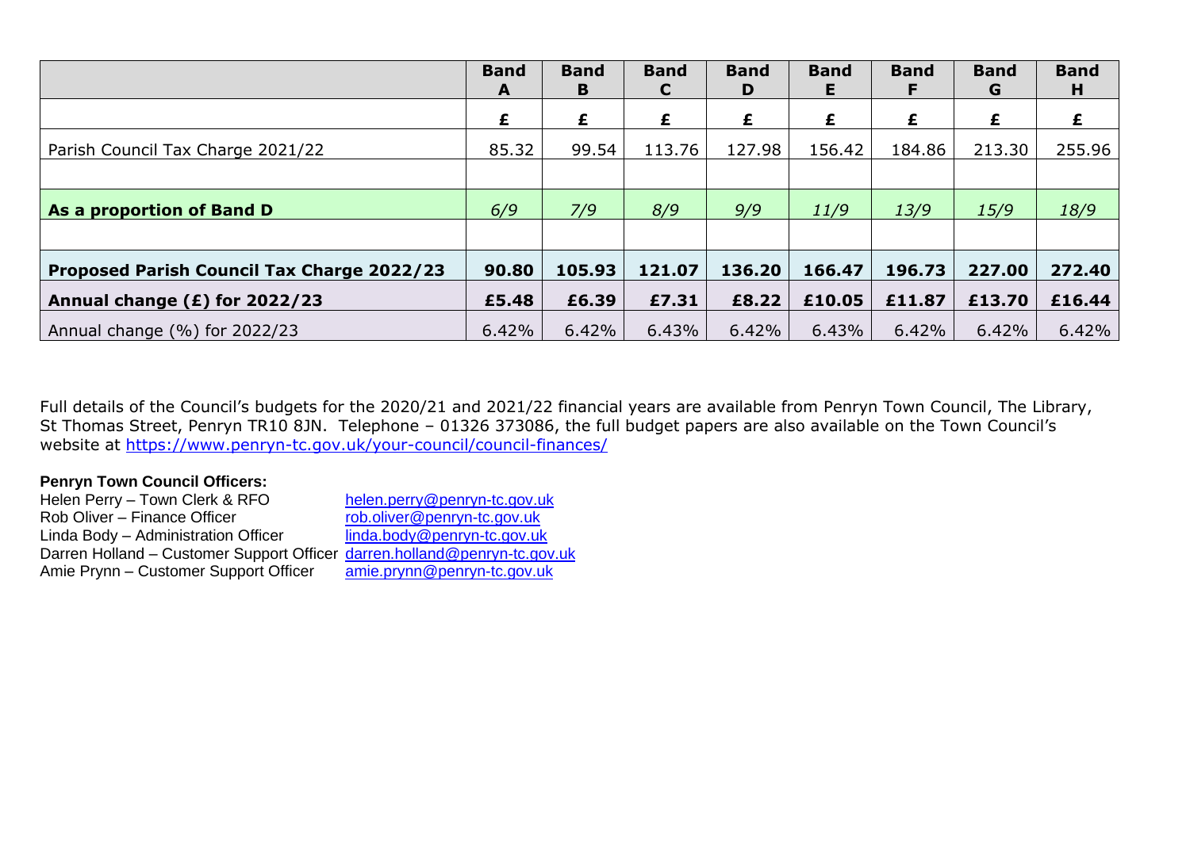| | Band A | Band B | Band C | Band D | Band E | Band F | Band G | Band H |
|---|---|---|---|---|---|---|---|---|
| | **£** | **£** | **£** | **£** | **£** | **£** | **£** | **£** |
| Parish Council Tax Charge 2021/22 | 85.32 | 99.54 | 113.76 | 127.98 | 156.42 | 184.86 | 213.30 | 255.96 |
| | | | | | | | | |
| **As a proportion of Band D** | *6/9* | *7/9* | *8/9* | *9/9* | *11/9* | *13/9* | *15/9* | *18/9* |
| | | | | | | | | |
| **Proposed Parish Council Tax Charge 2022/23** | **90.80** | **105.93** | **121.07** | **136.20** | **166.47** | **196.73** | **227.00** | **272.40** |
| **Annual change (£) for 2022/23** | **£5.48** | **£6.39** | **£7.31** | **£8.22** | **£10.05** | **£11.87** | **£13.70** | **£16.44** |
| Annual change (%) for 2022/23 | 6.42% | 6.42% | 6.43% | 6.42% | 6.43% | 6.42% | 6.42% | 6.42% |

Full details of the Council's budgets for the 2020/21 and 2021/22 financial years are available from Penryn Town Council, The Library, St Thomas Street, Penryn TR10 8JN. Telephone – 01326 373086, the full budget papers are also available on the Town Council's website at https://www.penryn-tc.gov.uk/your-council/council-finances/

**Penryn Town Council Officers:**

Helen Perry – Town Clerk & RFO helen.perry@penryn-tc.gov.uk
Rob Oliver – Finance Officer rob.oliver@penryn-tc.gov.uk
Linda Body – Administration Officer linda.body@penryn-tc.gov.uk
Darren Holland – Customer Support Officer darren.holland@penryn-tc.gov.uk
Amie Prynn – Customer Support Officer amie.prynn@penryn-tc.gov.uk